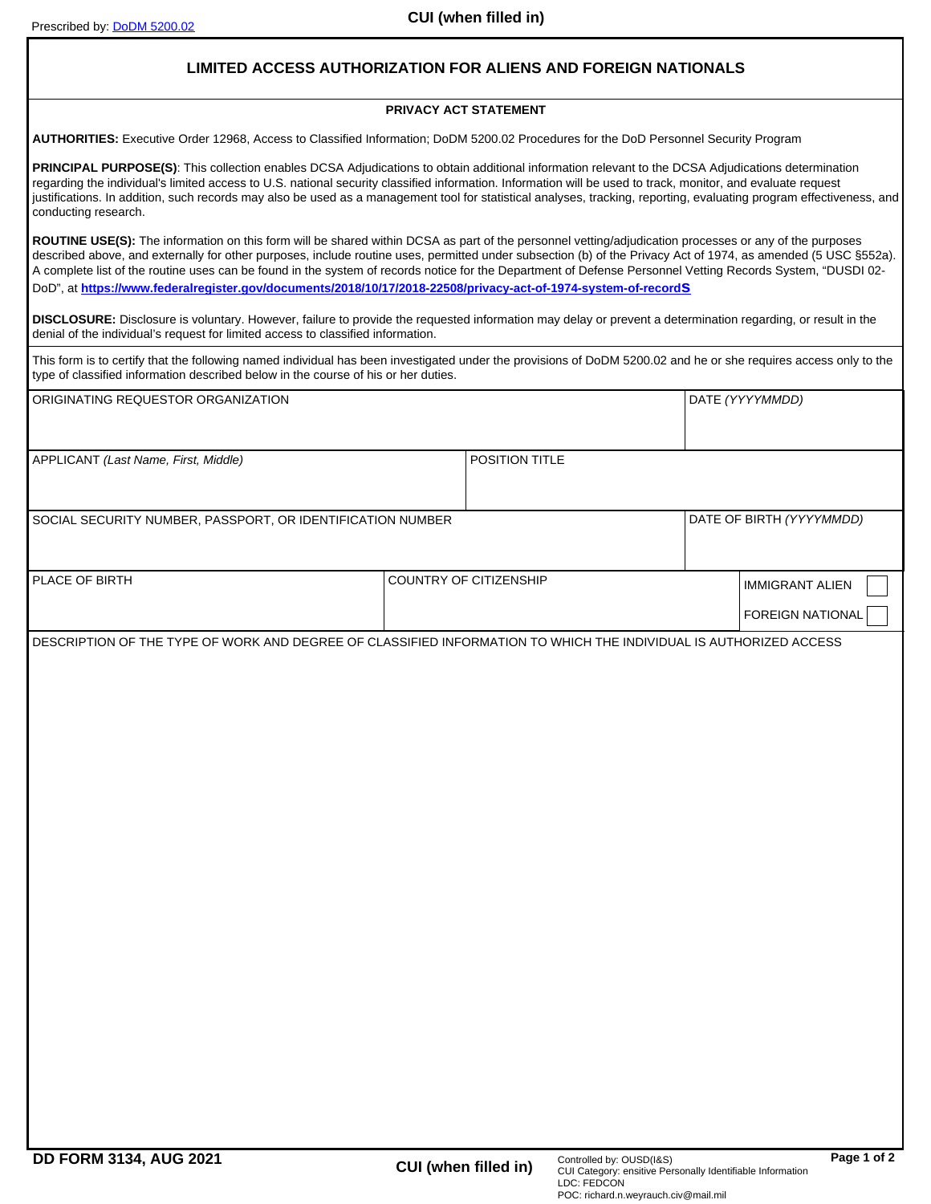Prescribed by: DoDM 5200.02

CUI (when filled in)

# LIMITED ACCESS AUTHORIZATION FOR ALIENS AND FOREIGN NATIONALS

## PRIVACY ACT STATEMENT

**AUTHORITIES:** Executive Order 12968, Access to Classified Information; DoDM 5200.02 Procedures for the DoD Personnel Security Program

**PRINCIPAL PURPOSE(S)**: This collection enables DCSA Adjudications to obtain additional information relevant to the DCSA Adjudications determination regarding the individual's limited access to U.S. national security classified information. Information will be used to track, monitor, and evaluate request justifications. In addition, such records may also be used as a management tool for statistical analyses, tracking, reporting, evaluating program effectiveness, and conducting research.

**ROUTINE USE(S):** The information on this form will be shared within DCSA as part of the personnel vetting/adjudication processes or any of the purposes described above, and externally for other purposes, include routine uses, permitted under subsection (b) of the Privacy Act of 1974, as amended (5 USC §552a). A complete list of the routine uses can be found in the system of records notice for the Department of Defense Personnel Vetting Records System, "DUSDI 02-DoD", at **https://www.federalregister.gov/documents/2018/10/17/2018-22508/privacy-act-of-1974-system-of-recordS**

**DISCLOSURE:** Disclosure is voluntary. However, failure to provide the requested information may delay or prevent a determination regarding, or result in the denial of the individual's request for limited access to classified information.

This form is to certify that the following named individual has been investigated under the provisions of DoDM 5200.02 and he or she requires access only to the type of classified information described below in the course of his or her duties.

| ORIGINATING REQUESTOR ORGANIZATION | | DATE *(YYYYMMDD)* |
|---|---|---|
| | | |

| APPLICANT *(Last Name, First, Middle)* | POSITION TITLE |
|---|---|
| | |

| SOCIAL SECURITY NUMBER, PASSPORT, OR IDENTIFICATION NUMBER | DATE OF BIRTH *(YYYYMMDD)* |
|---|---|
| | |

| PLACE OF BIRTH | COUNTRY OF CITIZENSHIP | |
|---|---|---|
| | | IMMIGRANT ALIEN ☐ |
| | | FOREIGN NATIONAL ☐ |

DESCRIPTION OF THE TYPE OF WORK AND DEGREE OF CLASSIFIED INFORMATION TO WHICH THE INDIVIDUAL IS AUTHORIZED ACCESS

DD FORM 3134, AUG 2021

CUI (when filled in)

Controlled by: OUSD(I&S)
CUI Category: ensitive Personally Identifiable Information
LDC: FEDCON
POC: richard.n.weyrauch.civ@mail.mil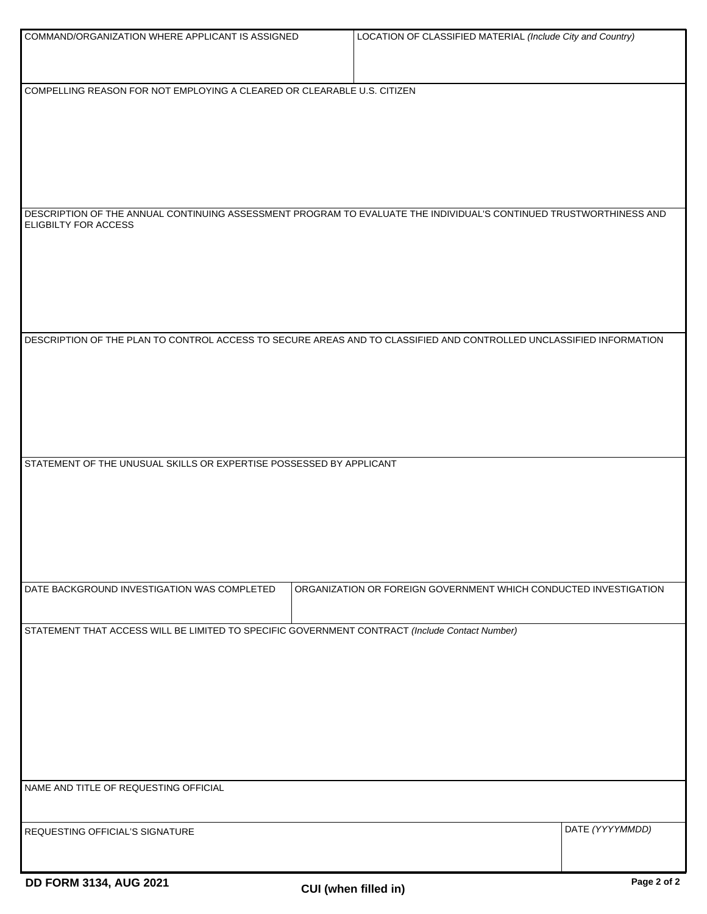| COMMAND/ORGANIZATION WHERE APPLICANT IS ASSIGNED | LOCATION OF CLASSIFIED MATERIAL *(Include City and Country)* |
| --- | --- |
| | |

COMPELLING REASON FOR NOT EMPLOYING A CLEARED OR CLEARABLE U.S. CITIZEN

DESCRIPTION OF THE ANNUAL CONTINUING ASSESSMENT PROGRAM TO EVALUATE THE INDIVIDUAL'S CONTINUED TRUSTWORTHINESS AND ELIGBILTY FOR ACCESS

DESCRIPTION OF THE PLAN TO CONTROL ACCESS TO SECURE AREAS AND TO CLASSIFIED AND CONTROLLED UNCLASSIFIED INFORMATION

STATEMENT OF THE UNUSUAL SKILLS OR EXPERTISE POSSESSED BY APPLICANT

| DATE BACKGROUND INVESTIGATION WAS COMPLETED | ORGANIZATION OR FOREIGN GOVERNMENT WHICH CONDUCTED INVESTIGATION |
| --- | --- |
| | |

STATEMENT THAT ACCESS WILL BE LIMITED TO SPECIFIC GOVERNMENT CONTRACT *(Include Contact Number)*

NAME AND TITLE OF REQUESTING OFFICIAL

| REQUESTING OFFICIAL'S SIGNATURE | DATE *(YYYYMMDD)* |
| --- | --- |
| | |

**DD FORM 3134, AUG 2021**

**CUI (when filled in)**